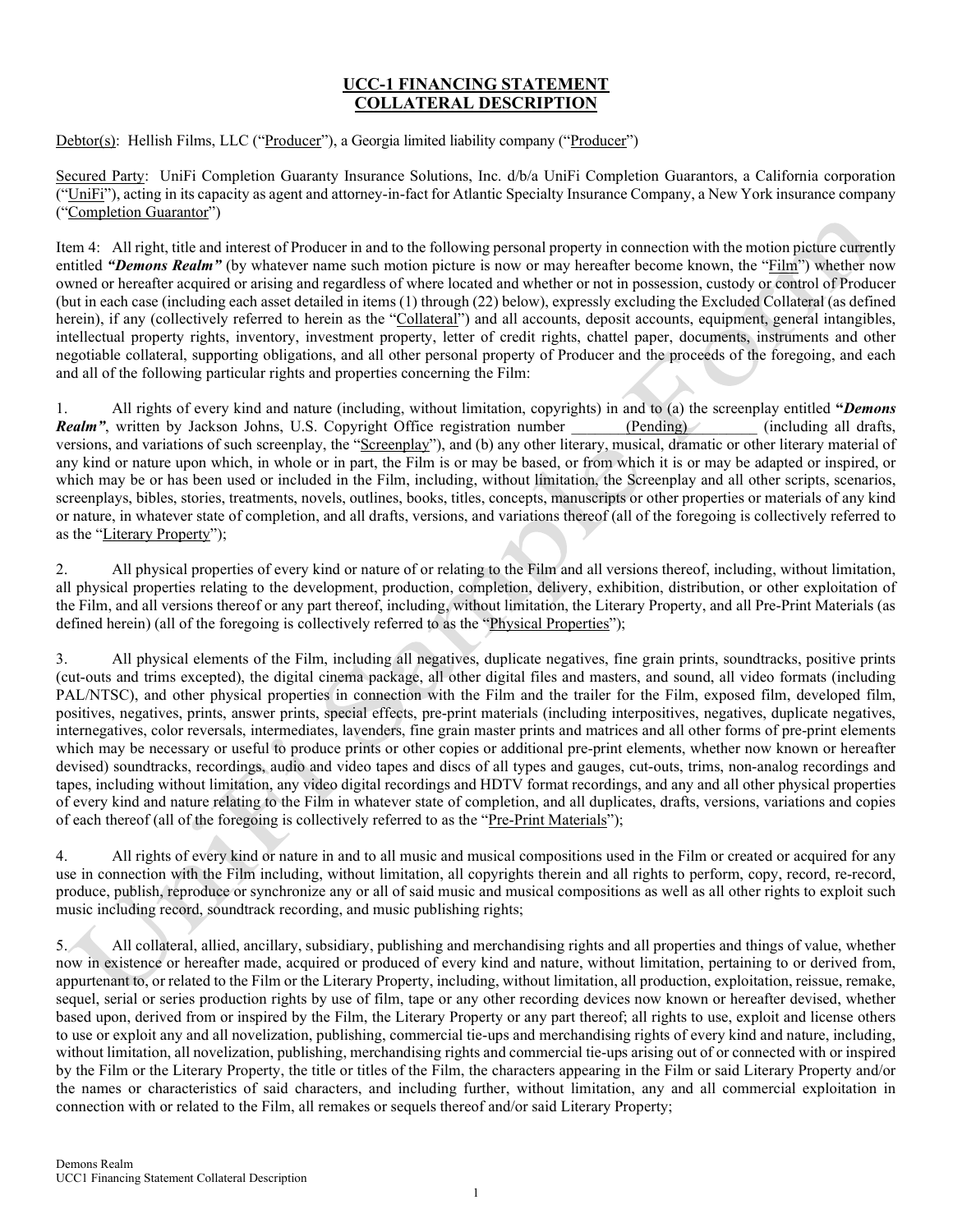# UCC-1 FINANCING STATEMENT
# COLLATERAL DESCRIPTION

Debtor(s): Hellish Films, LLC ("Producer"), a Georgia limited liability company ("Producer")

Secured Party: UniFi Completion Guaranty Insurance Solutions, Inc. d/b/a UniFi Completion Guarantors, a California corporation ("UniFi"), acting in its capacity as agent and attorney-in-fact for Atlantic Specialty Insurance Company, a New York insurance company ("Completion Guarantor")

Item 4: All right, title and interest of Producer in and to the following personal property in connection with the motion picture currently entitled ***"Demons Realm"*** (by whatever name such motion picture is now or may hereafter become known, the "Film") whether now owned or hereafter acquired or arising and regardless of where located and whether or not in possession, custody or control of Producer (but in each case (including each asset detailed in items (1) through (22) below), expressly excluding the Excluded Collateral (as defined herein), if any (collectively referred to herein as the "Collateral") and all accounts, deposit accounts, equipment, general intangibles, intellectual property rights, inventory, investment property, letter of credit rights, chattel paper, documents, instruments and other negotiable collateral, supporting obligations, and all other personal property of Producer and the proceeds of the foregoing, and each and all of the following particular rights and properties concerning the Film:

1. All rights of every kind and nature (including, without limitation, copyrights) in and to (a) the screenplay entitled ***"Demons Realm"***, written by Jackson Johns, U.S. Copyright Office registration number _______(Pending)_________ (including all drafts, versions, and variations of such screenplay, the "Screenplay"), and (b) any other literary, musical, dramatic or other literary material of any kind or nature upon which, in whole or in part, the Film is or may be based, or from which it is or may be adapted or inspired, or which may be or has been used or included in the Film, including, without limitation, the Screenplay and all other scripts, scenarios, screenplays, bibles, stories, treatments, novels, outlines, books, titles, concepts, manuscripts or other properties or materials of any kind or nature, in whatever state of completion, and all drafts, versions, and variations thereof (all of the foregoing is collectively referred to as the "Literary Property");

2. All physical properties of every kind or nature of or relating to the Film and all versions thereof, including, without limitation, all physical properties relating to the development, production, completion, delivery, exhibition, distribution, or other exploitation of the Film, and all versions thereof or any part thereof, including, without limitation, the Literary Property, and all Pre-Print Materials (as defined herein) (all of the foregoing is collectively referred to as the "Physical Properties");

3. All physical elements of the Film, including all negatives, duplicate negatives, fine grain prints, soundtracks, positive prints (cut-outs and trims excepted), the digital cinema package, all other digital files and masters, and sound, all video formats (including PAL/NTSC), and other physical properties in connection with the Film and the trailer for the Film, exposed film, developed film, positives, negatives, prints, answer prints, special effects, pre-print materials (including interpositives, negatives, duplicate negatives, internegatives, color reversals, intermediates, lavenders, fine grain master prints and matrices and all other forms of pre-print elements which may be necessary or useful to produce prints or other copies or additional pre-print elements, whether now known or hereafter devised) soundtracks, recordings, audio and video tapes and discs of all types and gauges, cut-outs, trims, non-analog recordings and tapes, including without limitation, any video digital recordings and HDTV format recordings, and any and all other physical properties of every kind and nature relating to the Film in whatever state of completion, and all duplicates, drafts, versions, variations and copies of each thereof (all of the foregoing is collectively referred to as the "Pre-Print Materials");

4. All rights of every kind or nature in and to all music and musical compositions used in the Film or created or acquired for any use in connection with the Film including, without limitation, all copyrights therein and all rights to perform, copy, record, re-record, produce, publish, reproduce or synchronize any or all of said music and musical compositions as well as all other rights to exploit such music including record, soundtrack recording, and music publishing rights;

5. All collateral, allied, ancillary, subsidiary, publishing and merchandising rights and all properties and things of value, whether now in existence or hereafter made, acquired or produced of every kind and nature, without limitation, pertaining to or derived from, appurtenant to, or related to the Film or the Literary Property, including, without limitation, all production, exploitation, reissue, remake, sequel, serial or series production rights by use of film, tape or any other recording devices now known or hereafter devised, whether based upon, derived from or inspired by the Film, the Literary Property or any part thereof; all rights to use, exploit and license others to use or exploit any and all novelization, publishing, commercial tie-ups and merchandising rights of every kind and nature, including, without limitation, all novelization, publishing, merchandising rights and commercial tie-ups arising out of or connected with or inspired by the Film or the Literary Property, the title or titles of the Film, the characters appearing in the Film or said Literary Property and/or the names or characteristics of said characters, and including further, without limitation, any and all commercial exploitation in connection with or related to the Film, all remakes or sequels thereof and/or said Literary Property;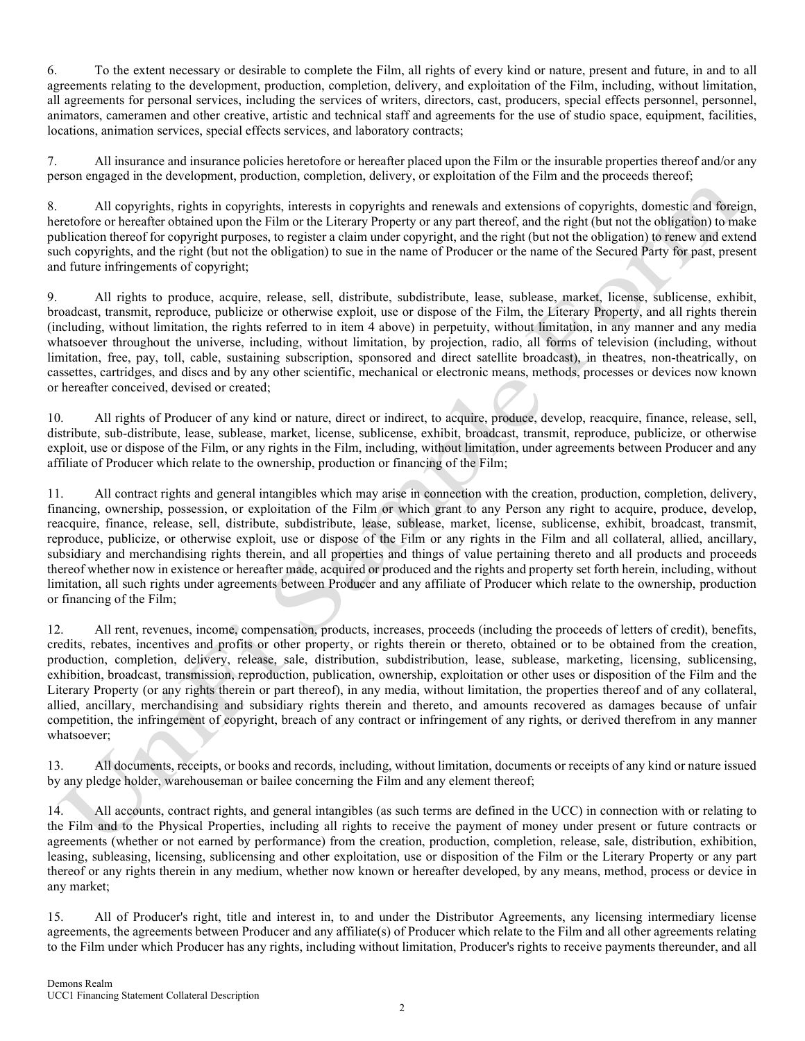6. To the extent necessary or desirable to complete the Film, all rights of every kind or nature, present and future, in and to all agreements relating to the development, production, completion, delivery, and exploitation of the Film, including, without limitation, all agreements for personal services, including the services of writers, directors, cast, producers, special effects personnel, personnel, animators, cameramen and other creative, artistic and technical staff and agreements for the use of studio space, equipment, facilities, locations, animation services, special effects services, and laboratory contracts;

7. All insurance and insurance policies heretofore or hereafter placed upon the Film or the insurable properties thereof and/or any person engaged in the development, production, completion, delivery, or exploitation of the Film and the proceeds thereof;

8. All copyrights, rights in copyrights, interests in copyrights and renewals and extensions of copyrights, domestic and foreign, heretofore or hereafter obtained upon the Film or the Literary Property or any part thereof, and the right (but not the obligation) to make publication thereof for copyright purposes, to register a claim under copyright, and the right (but not the obligation) to renew and extend such copyrights, and the right (but not the obligation) to sue in the name of Producer or the name of the Secured Party for past, present and future infringements of copyright;

9. All rights to produce, acquire, release, sell, distribute, subdistribute, lease, sublease, market, license, sublicense, exhibit, broadcast, transmit, reproduce, publicize or otherwise exploit, use or dispose of the Film, the Literary Property, and all rights therein (including, without limitation, the rights referred to in item 4 above) in perpetuity, without limitation, in any manner and any media whatsoever throughout the universe, including, without limitation, by projection, radio, all forms of television (including, without limitation, free, pay, toll, cable, sustaining subscription, sponsored and direct satellite broadcast), in theatres, non-theatrically, on cassettes, cartridges, and discs and by any other scientific, mechanical or electronic means, methods, processes or devices now known or hereafter conceived, devised or created;

10. All rights of Producer of any kind or nature, direct or indirect, to acquire, produce, develop, reacquire, finance, release, sell, distribute, sub-distribute, lease, sublease, market, license, sublicense, exhibit, broadcast, transmit, reproduce, publicize, or otherwise exploit, use or dispose of the Film, or any rights in the Film, including, without limitation, under agreements between Producer and any affiliate of Producer which relate to the ownership, production or financing of the Film;

11. All contract rights and general intangibles which may arise in connection with the creation, production, completion, delivery, financing, ownership, possession, or exploitation of the Film or which grant to any Person any right to acquire, produce, develop, reacquire, finance, release, sell, distribute, subdistribute, lease, sublease, market, license, sublicense, exhibit, broadcast, transmit, reproduce, publicize, or otherwise exploit, use or dispose of the Film or any rights in the Film and all collateral, allied, ancillary, subsidiary and merchandising rights therein, and all properties and things of value pertaining thereto and all products and proceeds thereof whether now in existence or hereafter made, acquired or produced and the rights and property set forth herein, including, without limitation, all such rights under agreements between Producer and any affiliate of Producer which relate to the ownership, production or financing of the Film;

12. All rent, revenues, income, compensation, products, increases, proceeds (including the proceeds of letters of credit), benefits, credits, rebates, incentives and profits or other property, or rights therein or thereto, obtained or to be obtained from the creation, production, completion, delivery, release, sale, distribution, subdistribution, lease, sublease, marketing, licensing, sublicensing, exhibition, broadcast, transmission, reproduction, publication, ownership, exploitation or other uses or disposition of the Film and the Literary Property (or any rights therein or part thereof), in any media, without limitation, the properties thereof and of any collateral, allied, ancillary, merchandising and subsidiary rights therein and thereto, and amounts recovered as damages because of unfair competition, the infringement of copyright, breach of any contract or infringement of any rights, or derived therefrom in any manner whatsoever;

13. All documents, receipts, or books and records, including, without limitation, documents or receipts of any kind or nature issued by any pledge holder, warehouseman or bailee concerning the Film and any element thereof;

14. All accounts, contract rights, and general intangibles (as such terms are defined in the UCC) in connection with or relating to the Film and to the Physical Properties, including all rights to receive the payment of money under present or future contracts or agreements (whether or not earned by performance) from the creation, production, completion, release, sale, distribution, exhibition, leasing, subleasing, licensing, sublicensing and other exploitation, use or disposition of the Film or the Literary Property or any part thereof or any rights therein in any medium, whether now known or hereafter developed, by any means, method, process or device in any market;

15. All of Producer's right, title and interest in, to and under the Distributor Agreements, any licensing intermediary license agreements, the agreements between Producer and any affiliate(s) of Producer which relate to the Film and all other agreements relating to the Film under which Producer has any rights, including without limitation, Producer's rights to receive payments thereunder, and all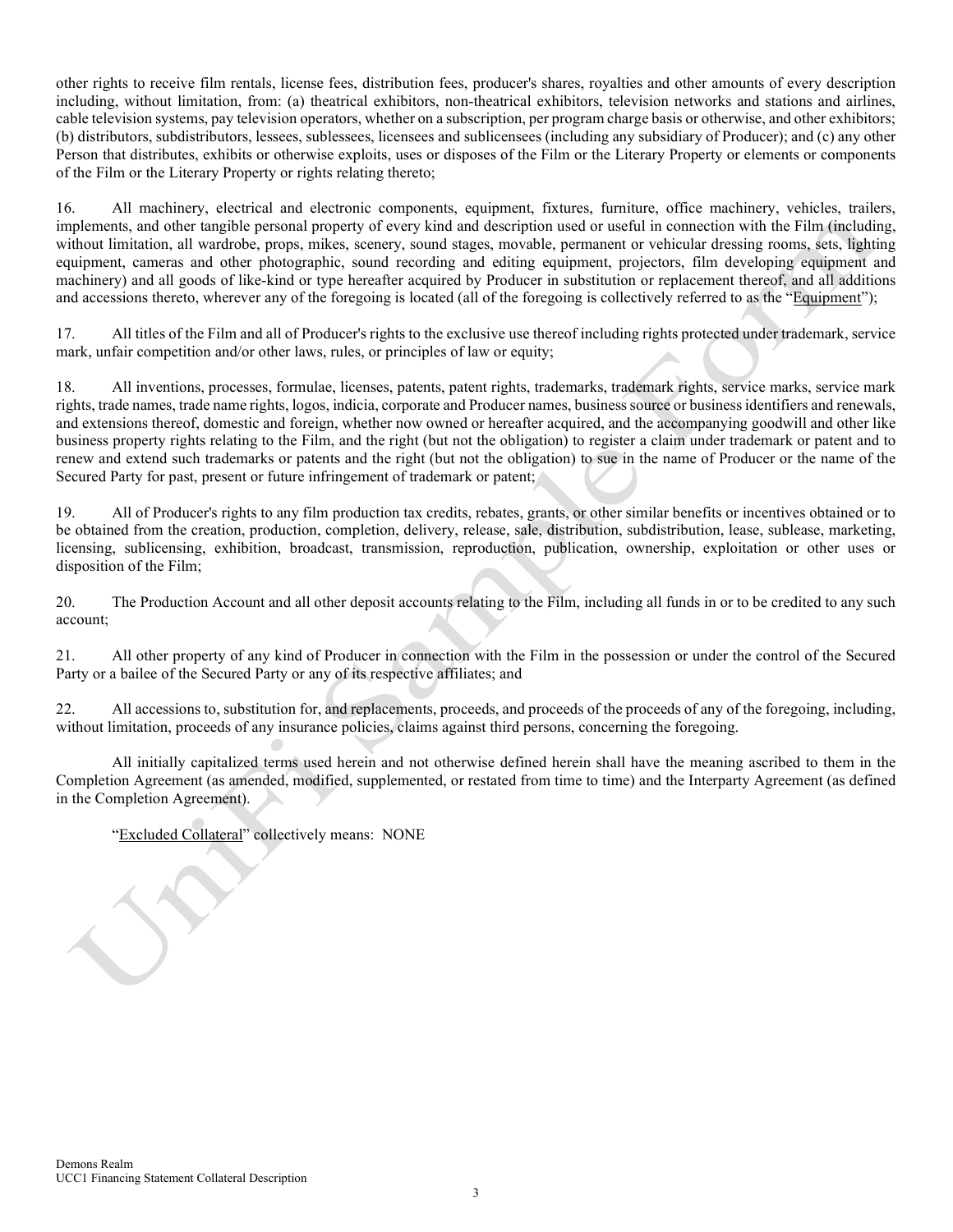other rights to receive film rentals, license fees, distribution fees, producer's shares, royalties and other amounts of every description including, without limitation, from: (a) theatrical exhibitors, non-theatrical exhibitors, television networks and stations and airlines, cable television systems, pay television operators, whether on a subscription, per program charge basis or otherwise, and other exhibitors; (b) distributors, subdistributors, lessees, sublessees, licensees and sublicensees (including any subsidiary of Producer); and (c) any other Person that distributes, exhibits or otherwise exploits, uses or disposes of the Film or the Literary Property or elements or components of the Film or the Literary Property or rights relating thereto;

16. All machinery, electrical and electronic components, equipment, fixtures, furniture, office machinery, vehicles, trailers, implements, and other tangible personal property of every kind and description used or useful in connection with the Film (including, without limitation, all wardrobe, props, mikes, scenery, sound stages, movable, permanent or vehicular dressing rooms, sets, lighting equipment, cameras and other photographic, sound recording and editing equipment, projectors, film developing equipment and machinery) and all goods of like-kind or type hereafter acquired by Producer in substitution or replacement thereof, and all additions and accessions thereto, wherever any of the foregoing is located (all of the foregoing is collectively referred to as the "Equipment");

17. All titles of the Film and all of Producer's rights to the exclusive use thereof including rights protected under trademark, service mark, unfair competition and/or other laws, rules, or principles of law or equity;

18. All inventions, processes, formulae, licenses, patents, patent rights, trademarks, trademark rights, service marks, service mark rights, trade names, trade name rights, logos, indicia, corporate and Producer names, business source or business identifiers and renewals, and extensions thereof, domestic and foreign, whether now owned or hereafter acquired, and the accompanying goodwill and other like business property rights relating to the Film, and the right (but not the obligation) to register a claim under trademark or patent and to renew and extend such trademarks or patents and the right (but not the obligation) to sue in the name of Producer or the name of the Secured Party for past, present or future infringement of trademark or patent;

19. All of Producer's rights to any film production tax credits, rebates, grants, or other similar benefits or incentives obtained or to be obtained from the creation, production, completion, delivery, release, sale, distribution, subdistribution, lease, sublease, marketing, licensing, sublicensing, exhibition, broadcast, transmission, reproduction, publication, ownership, exploitation or other uses or disposition of the Film;

20. The Production Account and all other deposit accounts relating to the Film, including all funds in or to be credited to any such account;

21. All other property of any kind of Producer in connection with the Film in the possession or under the control of the Secured Party or a bailee of the Secured Party or any of its respective affiliates; and

22. All accessions to, substitution for, and replacements, proceeds, and proceeds of the proceeds of any of the foregoing, including, without limitation, proceeds of any insurance policies, claims against third persons, concerning the foregoing.

All initially capitalized terms used herein and not otherwise defined herein shall have the meaning ascribed to them in the Completion Agreement (as amended, modified, supplemented, or restated from time to time) and the Interparty Agreement (as defined in the Completion Agreement).

"Excluded Collateral" collectively means: NONE